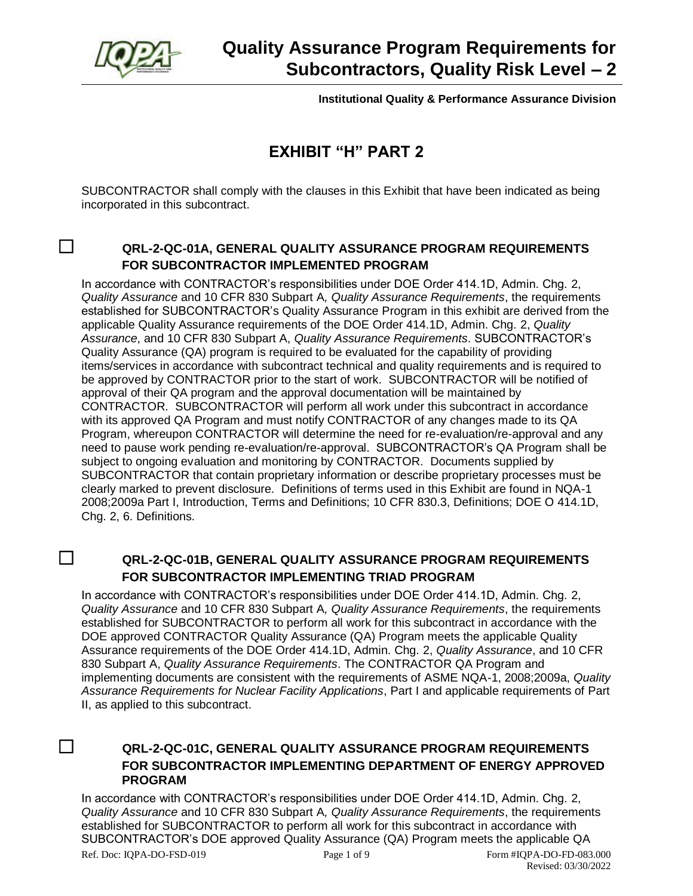# Quality Assurance Program Requirements for Subcontractors, Quality Risk Level – 2

**Institutional Quality & Performance Assurance Division**

## EXHIBIT "H" PART 2

SUBCONTRACTOR shall comply with the clauses in this Exhibit that have been indicated as being incorporated in this subcontract.

### ☐ QRL-2-QC-01A, GENERAL QUALITY ASSURANCE PROGRAM REQUIREMENTS FOR SUBCONTRACTOR IMPLEMENTED PROGRAM

In accordance with CONTRACTOR's responsibilities under DOE Order 414.1D, Admin. Chg. 2, *Quality Assurance* and 10 CFR 830 Subpart A, *Quality Assurance Requirements*, the requirements established for SUBCONTRACTOR's Quality Assurance Program in this exhibit are derived from the applicable Quality Assurance requirements of the DOE Order 414.1D, Admin. Chg. 2, *Quality Assurance*, and 10 CFR 830 Subpart A, *Quality Assurance Requirements*. SUBCONTRACTOR's Quality Assurance (QA) program is required to be evaluated for the capability of providing items/services in accordance with subcontract technical and quality requirements and is required to be approved by CONTRACTOR prior to the start of work. SUBCONTRACTOR will be notified of approval of their QA program and the approval documentation will be maintained by CONTRACTOR. SUBCONTRACTOR will perform all work under this subcontract in accordance with its approved QA Program and must notify CONTRACTOR of any changes made to its QA Program, whereupon CONTRACTOR will determine the need for re-evaluation/re-approval and any need to pause work pending re-evaluation/re-approval. SUBCONTRACTOR's QA Program shall be subject to ongoing evaluation and monitoring by CONTRACTOR. Documents supplied by SUBCONTRACTOR that contain proprietary information or describe proprietary processes must be clearly marked to prevent disclosure. Definitions of terms used in this Exhibit are found in NQA-1 2008;2009a Part I, Introduction, Terms and Definitions; 10 CFR 830.3, Definitions; DOE O 414.1D, Chg. 2, 6. Definitions.

### ☐ QRL-2-QC-01B, GENERAL QUALITY ASSURANCE PROGRAM REQUIREMENTS FOR SUBCONTRACTOR IMPLEMENTING TRIAD PROGRAM

In accordance with CONTRACTOR's responsibilities under DOE Order 414.1D, Admin. Chg. 2, *Quality Assurance* and 10 CFR 830 Subpart A, *Quality Assurance Requirements*, the requirements established for SUBCONTRACTOR to perform all work for this subcontract in accordance with the DOE approved CONTRACTOR Quality Assurance (QA) Program meets the applicable Quality Assurance requirements of the DOE Order 414.1D, Admin. Chg. 2, *Quality Assurance*, and 10 CFR 830 Subpart A, *Quality Assurance Requirements*. The CONTRACTOR QA Program and implementing documents are consistent with the requirements of ASME NQA-1, 2008;2009a, *Quality Assurance Requirements for Nuclear Facility Applications*, Part I and applicable requirements of Part II, as applied to this subcontract.

### ☐ QRL-2-QC-01C, GENERAL QUALITY ASSURANCE PROGRAM REQUIREMENTS FOR SUBCONTRACTOR IMPLEMENTING DEPARTMENT OF ENERGY APPROVED PROGRAM

In accordance with CONTRACTOR's responsibilities under DOE Order 414.1D, Admin. Chg. 2, *Quality Assurance* and 10 CFR 830 Subpart A, *Quality Assurance Requirements*, the requirements established for SUBCONTRACTOR to perform all work for this subcontract in accordance with SUBCONTRACTOR's DOE approved Quality Assurance (QA) Program meets the applicable QA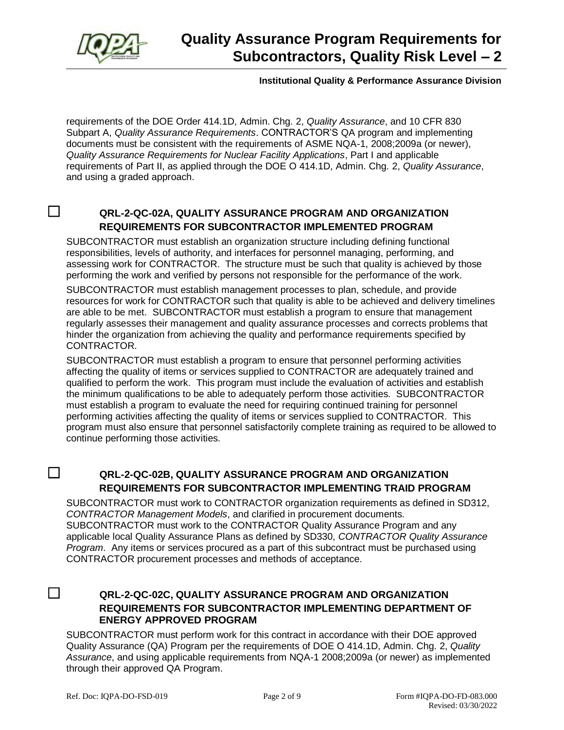requirements of the DOE Order 414.1D, Admin. Chg. 2, *Quality Assurance*, and 10 CFR 830 Subpart A, *Quality Assurance Requirements*. CONTRACTOR'S QA program and implementing documents must be consistent with the requirements of ASME NQA-1, 2008;2009a (or newer), *Quality Assurance Requirements for Nuclear Facility Applications*, Part I and applicable requirements of Part II, as applied through the DOE O 414.1D, Admin. Chg. 2, *Quality Assurance*, and using a graded approach.

☐ **QRL-2-QC-02A, QUALITY ASSURANCE PROGRAM AND ORGANIZATION REQUIREMENTS FOR SUBCONTRACTOR IMPLEMENTED PROGRAM**

SUBCONTRACTOR must establish an organization structure including defining functional responsibilities, levels of authority, and interfaces for personnel managing, performing, and assessing work for CONTRACTOR. The structure must be such that quality is achieved by those performing the work and verified by persons not responsible for the performance of the work.

SUBCONTRACTOR must establish management processes to plan, schedule, and provide resources for work for CONTRACTOR such that quality is able to be achieved and delivery timelines are able to be met. SUBCONTRACTOR must establish a program to ensure that management regularly assesses their management and quality assurance processes and corrects problems that hinder the organization from achieving the quality and performance requirements specified by CONTRACTOR.

SUBCONTRACTOR must establish a program to ensure that personnel performing activities affecting the quality of items or services supplied to CONTRACTOR are adequately trained and qualified to perform the work. This program must include the evaluation of activities and establish the minimum qualifications to be able to adequately perform those activities. SUBCONTRACTOR must establish a program to evaluate the need for requiring continued training for personnel performing activities affecting the quality of items or services supplied to CONTRACTOR. This program must also ensure that personnel satisfactorily complete training as required to be allowed to continue performing those activities.

☐ **QRL-2-QC-02B, QUALITY ASSURANCE PROGRAM AND ORGANIZATION REQUIREMENTS FOR SUBCONTRACTOR IMPLEMENTING TRAID PROGRAM**

SUBCONTRACTOR must work to CONTRACTOR organization requirements as defined in SD312, *CONTRACTOR Management Models*, and clarified in procurement documents. SUBCONTRACTOR must work to the CONTRACTOR Quality Assurance Program and any applicable local Quality Assurance Plans as defined by SD330, *CONTRACTOR Quality Assurance Program*. Any items or services procured as a part of this subcontract must be purchased using CONTRACTOR procurement processes and methods of acceptance.

☐ **QRL-2-QC-02C, QUALITY ASSURANCE PROGRAM AND ORGANIZATION REQUIREMENTS FOR SUBCONTRACTOR IMPLEMENTING DEPARTMENT OF ENERGY APPROVED PROGRAM**

SUBCONTRACTOR must perform work for this contract in accordance with their DOE approved Quality Assurance (QA) Program per the requirements of DOE O 414.1D, Admin. Chg. 2, *Quality Assurance*, and using applicable requirements from NQA-1 2008;2009a (or newer) as implemented through their approved QA Program.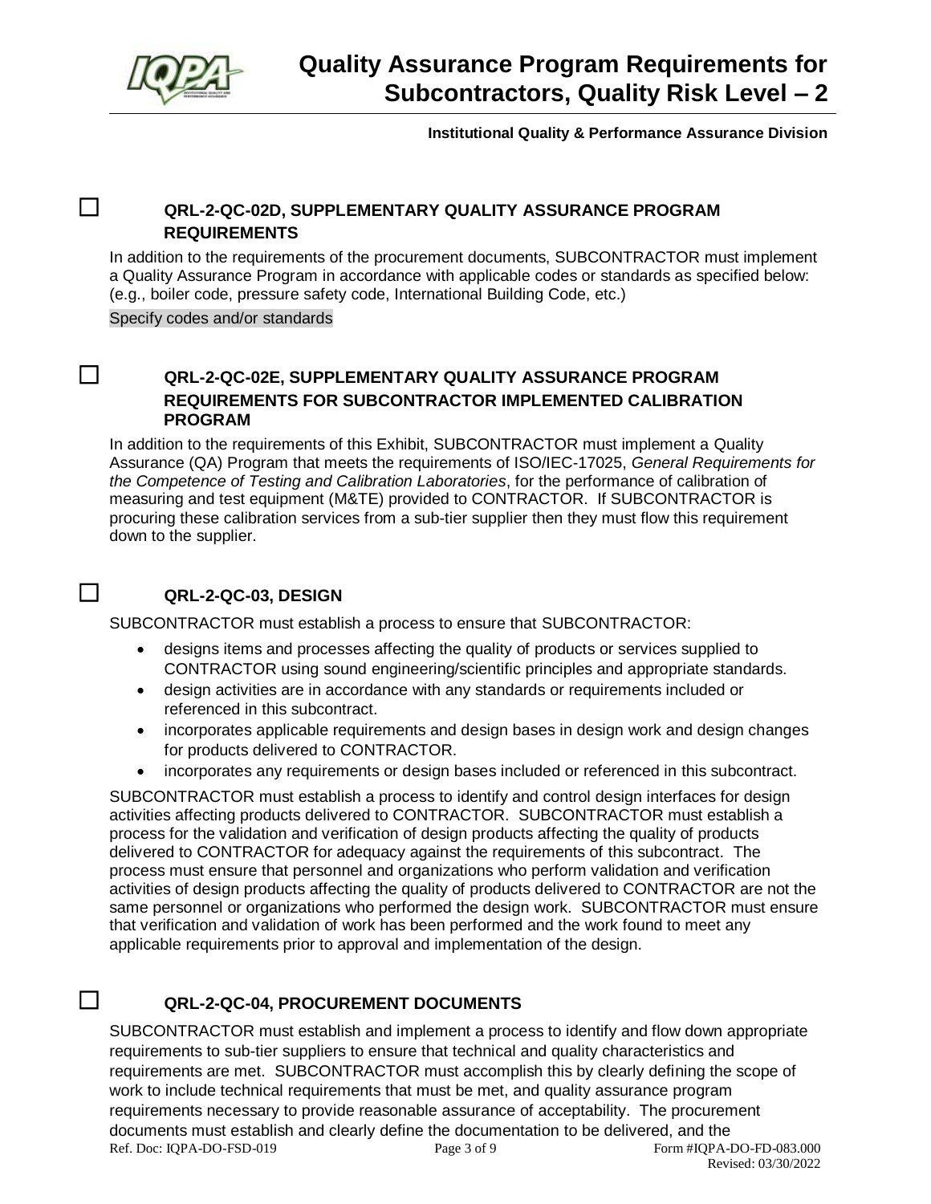☐ **QRL-2-QC-02D, SUPPLEMENTARY QUALITY ASSURANCE PROGRAM REQUIREMENTS**

In addition to the requirements of the procurement documents, SUBCONTRACTOR must implement a Quality Assurance Program in accordance with applicable codes or standards as specified below: (e.g., boiler code, pressure safety code, International Building Code, etc.)

Specify codes and/or standards

☐ **QRL-2-QC-02E, SUPPLEMENTARY QUALITY ASSURANCE PROGRAM REQUIREMENTS FOR SUBCONTRACTOR IMPLEMENTED CALIBRATION PROGRAM**

In addition to the requirements of this Exhibit, SUBCONTRACTOR must implement a Quality Assurance (QA) Program that meets the requirements of ISO/IEC-17025, *General Requirements for the Competence of Testing and Calibration Laboratories*, for the performance of calibration of measuring and test equipment (M&TE) provided to CONTRACTOR. If SUBCONTRACTOR is procuring these calibration services from a sub-tier supplier then they must flow this requirement down to the supplier.

☐ **QRL-2-QC-03, DESIGN**

SUBCONTRACTOR must establish a process to ensure that SUBCONTRACTOR:

- designs items and processes affecting the quality of products or services supplied to CONTRACTOR using sound engineering/scientific principles and appropriate standards.
- design activities are in accordance with any standards or requirements included or referenced in this subcontract.
- incorporates applicable requirements and design bases in design work and design changes for products delivered to CONTRACTOR.
- incorporates any requirements or design bases included or referenced in this subcontract.

SUBCONTRACTOR must establish a process to identify and control design interfaces for design activities affecting products delivered to CONTRACTOR. SUBCONTRACTOR must establish a process for the validation and verification of design products affecting the quality of products delivered to CONTRACTOR for adequacy against the requirements of this subcontract. The process must ensure that personnel and organizations who perform validation and verification activities of design products affecting the quality of products delivered to CONTRACTOR are not the same personnel or organizations who performed the design work. SUBCONTRACTOR must ensure that verification and validation of work has been performed and the work found to meet any applicable requirements prior to approval and implementation of the design.

☐ **QRL-2-QC-04, PROCUREMENT DOCUMENTS**

SUBCONTRACTOR must establish and implement a process to identify and flow down appropriate requirements to sub-tier suppliers to ensure that technical and quality characteristics and requirements are met. SUBCONTRACTOR must accomplish this by clearly defining the scope of work to include technical requirements that must be met, and quality assurance program requirements necessary to provide reasonable assurance of acceptability. The procurement documents must establish and clearly define the documentation to be delivered, and the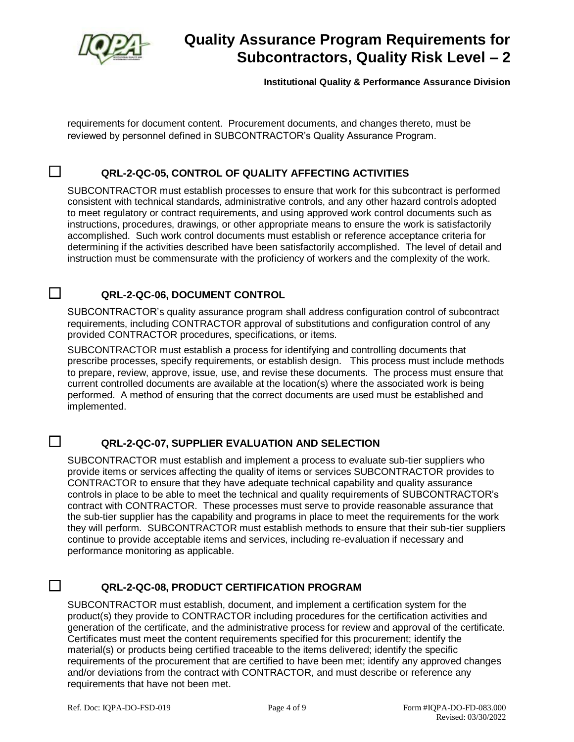requirements for document content. Procurement documents, and changes thereto, must be reviewed by personnel defined in SUBCONTRACTOR's Quality Assurance Program.

### ☐ QRL-2-QC-05, CONTROL OF QUALITY AFFECTING ACTIVITIES

SUBCONTRACTOR must establish processes to ensure that work for this subcontract is performed consistent with technical standards, administrative controls, and any other hazard controls adopted to meet regulatory or contract requirements, and using approved work control documents such as instructions, procedures, drawings, or other appropriate means to ensure the work is satisfactorily accomplished. Such work control documents must establish or reference acceptance criteria for determining if the activities described have been satisfactorily accomplished. The level of detail and instruction must be commensurate with the proficiency of workers and the complexity of the work.

### ☐ QRL-2-QC-06, DOCUMENT CONTROL

SUBCONTRACTOR's quality assurance program shall address configuration control of subcontract requirements, including CONTRACTOR approval of substitutions and configuration control of any provided CONTRACTOR procedures, specifications, or items.

SUBCONTRACTOR must establish a process for identifying and controlling documents that prescribe processes, specify requirements, or establish design. This process must include methods to prepare, review, approve, issue, use, and revise these documents. The process must ensure that current controlled documents are available at the location(s) where the associated work is being performed. A method of ensuring that the correct documents are used must be established and implemented.

### ☐ QRL-2-QC-07, SUPPLIER EVALUATION AND SELECTION

SUBCONTRACTOR must establish and implement a process to evaluate sub-tier suppliers who provide items or services affecting the quality of items or services SUBCONTRACTOR provides to CONTRACTOR to ensure that they have adequate technical capability and quality assurance controls in place to be able to meet the technical and quality requirements of SUBCONTRACTOR's contract with CONTRACTOR. These processes must serve to provide reasonable assurance that the sub-tier supplier has the capability and programs in place to meet the requirements for the work they will perform. SUBCONTRACTOR must establish methods to ensure that their sub-tier suppliers continue to provide acceptable items and services, including re-evaluation if necessary and performance monitoring as applicable.

### ☐ QRL-2-QC-08, PRODUCT CERTIFICATION PROGRAM

SUBCONTRACTOR must establish, document, and implement a certification system for the product(s) they provide to CONTRACTOR including procedures for the certification activities and generation of the certificate, and the administrative process for review and approval of the certificate. Certificates must meet the content requirements specified for this procurement; identify the material(s) or products being certified traceable to the items delivered; identify the specific requirements of the procurement that are certified to have been met; identify any approved changes and/or deviations from the contract with CONTRACTOR, and must describe or reference any requirements that have not been met.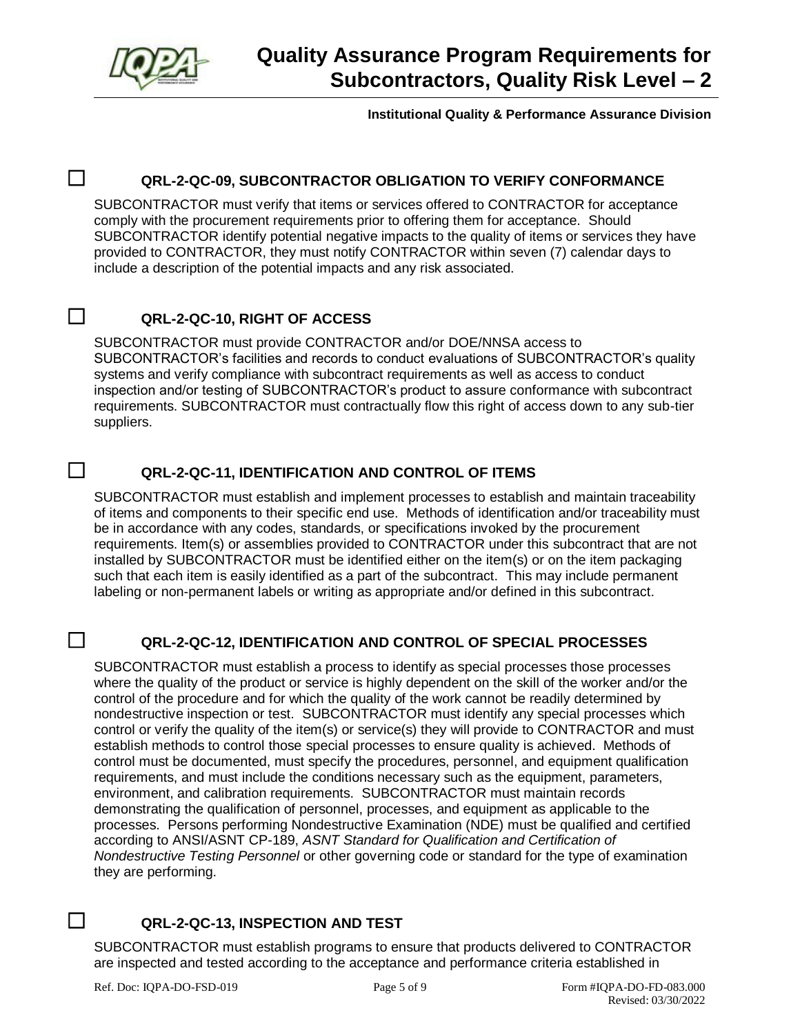☐ **QRL-2-QC-09, SUBCONTRACTOR OBLIGATION TO VERIFY CONFORMANCE**

SUBCONTRACTOR must verify that items or services offered to CONTRACTOR for acceptance comply with the procurement requirements prior to offering them for acceptance. Should SUBCONTRACTOR identify potential negative impacts to the quality of items or services they have provided to CONTRACTOR, they must notify CONTRACTOR within seven (7) calendar days to include a description of the potential impacts and any risk associated.

☐ **QRL-2-QC-10, RIGHT OF ACCESS**

SUBCONTRACTOR must provide CONTRACTOR and/or DOE/NNSA access to SUBCONTRACTOR's facilities and records to conduct evaluations of SUBCONTRACTOR's quality systems and verify compliance with subcontract requirements as well as access to conduct inspection and/or testing of SUBCONTRACTOR's product to assure conformance with subcontract requirements. SUBCONTRACTOR must contractually flow this right of access down to any sub-tier suppliers.

☐ **QRL-2-QC-11, IDENTIFICATION AND CONTROL OF ITEMS**

SUBCONTRACTOR must establish and implement processes to establish and maintain traceability of items and components to their specific end use. Methods of identification and/or traceability must be in accordance with any codes, standards, or specifications invoked by the procurement requirements. Item(s) or assemblies provided to CONTRACTOR under this subcontract that are not installed by SUBCONTRACTOR must be identified either on the item(s) or on the item packaging such that each item is easily identified as a part of the subcontract. This may include permanent labeling or non-permanent labels or writing as appropriate and/or defined in this subcontract.

☐ **QRL-2-QC-12, IDENTIFICATION AND CONTROL OF SPECIAL PROCESSES**

SUBCONTRACTOR must establish a process to identify as special processes those processes where the quality of the product or service is highly dependent on the skill of the worker and/or the control of the procedure and for which the quality of the work cannot be readily determined by nondestructive inspection or test. SUBCONTRACTOR must identify any special processes which control or verify the quality of the item(s) or service(s) they will provide to CONTRACTOR and must establish methods to control those special processes to ensure quality is achieved. Methods of control must be documented, must specify the procedures, personnel, and equipment qualification requirements, and must include the conditions necessary such as the equipment, parameters, environment, and calibration requirements. SUBCONTRACTOR must maintain records demonstrating the qualification of personnel, processes, and equipment as applicable to the processes. Persons performing Nondestructive Examination (NDE) must be qualified and certified according to ANSI/ASNT CP-189, *ASNT Standard for Qualification and Certification of Nondestructive Testing Personnel* or other governing code or standard for the type of examination they are performing.

☐ **QRL-2-QC-13, INSPECTION AND TEST**

SUBCONTRACTOR must establish programs to ensure that products delivered to CONTRACTOR are inspected and tested according to the acceptance and performance criteria established in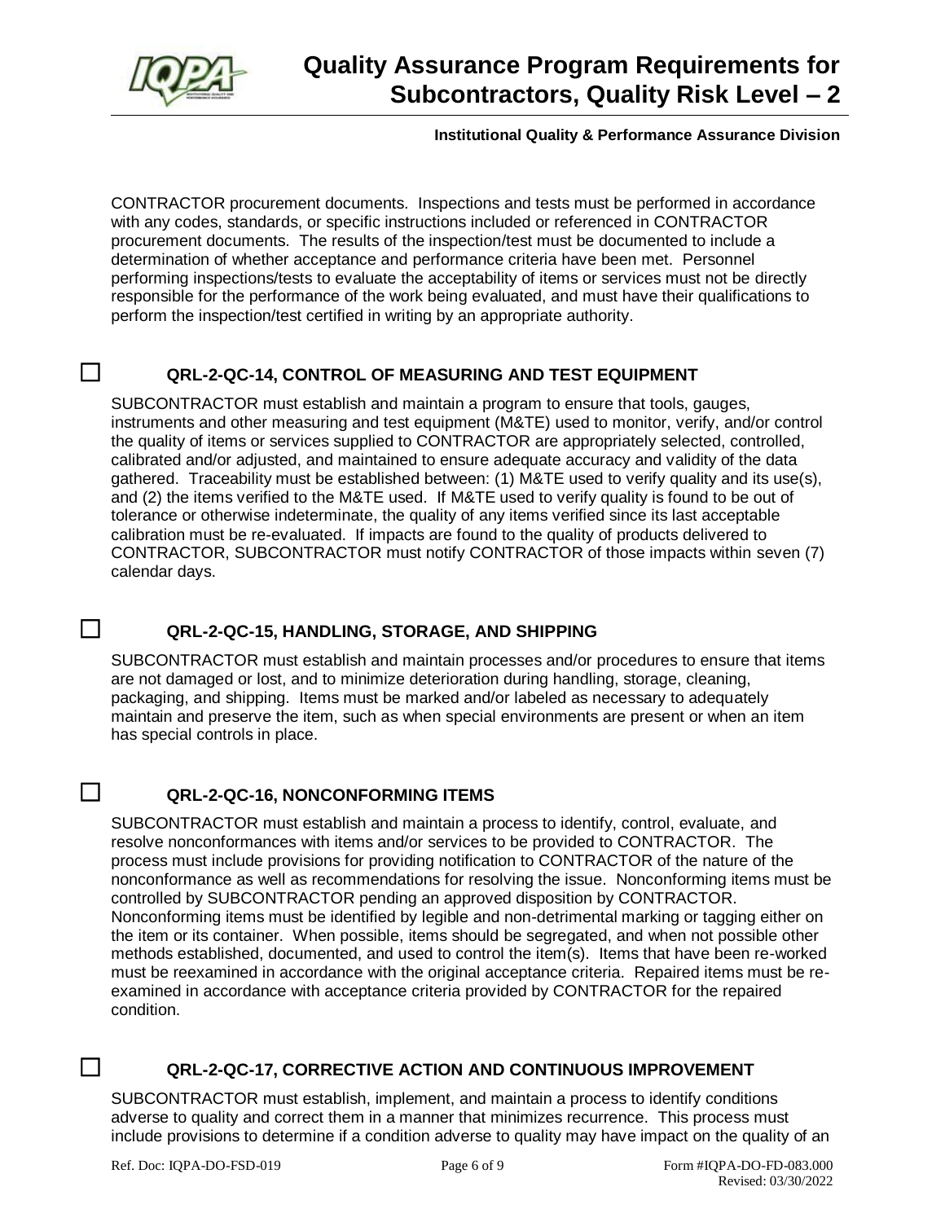CONTRACTOR procurement documents. Inspections and tests must be performed in accordance with any codes, standards, or specific instructions included or referenced in CONTRACTOR procurement documents. The results of the inspection/test must be documented to include a determination of whether acceptance and performance criteria have been met. Personnel performing inspections/tests to evaluate the acceptability of items or services must not be directly responsible for the performance of the work being evaluated, and must have their qualifications to perform the inspection/test certified in writing by an appropriate authority.

## ☐ QRL-2-QC-14, CONTROL OF MEASURING AND TEST EQUIPMENT

SUBCONTRACTOR must establish and maintain a program to ensure that tools, gauges, instruments and other measuring and test equipment (M&TE) used to monitor, verify, and/or control the quality of items or services supplied to CONTRACTOR are appropriately selected, controlled, calibrated and/or adjusted, and maintained to ensure adequate accuracy and validity of the data gathered. Traceability must be established between: (1) M&TE used to verify quality and its use(s), and (2) the items verified to the M&TE used. If M&TE used to verify quality is found to be out of tolerance or otherwise indeterminate, the quality of any items verified since its last acceptable calibration must be re-evaluated. If impacts are found to the quality of products delivered to CONTRACTOR, SUBCONTRACTOR must notify CONTRACTOR of those impacts within seven (7) calendar days.

## ☐ QRL-2-QC-15, HANDLING, STORAGE, AND SHIPPING

SUBCONTRACTOR must establish and maintain processes and/or procedures to ensure that items are not damaged or lost, and to minimize deterioration during handling, storage, cleaning, packaging, and shipping. Items must be marked and/or labeled as necessary to adequately maintain and preserve the item, such as when special environments are present or when an item has special controls in place.

## ☐ QRL-2-QC-16, NONCONFORMING ITEMS

SUBCONTRACTOR must establish and maintain a process to identify, control, evaluate, and resolve nonconformances with items and/or services to be provided to CONTRACTOR. The process must include provisions for providing notification to CONTRACTOR of the nature of the nonconformance as well as recommendations for resolving the issue. Nonconforming items must be controlled by SUBCONTRACTOR pending an approved disposition by CONTRACTOR. Nonconforming items must be identified by legible and non-detrimental marking or tagging either on the item or its container. When possible, items should be segregated, and when not possible other methods established, documented, and used to control the item(s). Items that have been re-worked must be reexamined in accordance with the original acceptance criteria. Repaired items must be re-examined in accordance with acceptance criteria provided by CONTRACTOR for the repaired condition.

## ☐ QRL-2-QC-17, CORRECTIVE ACTION AND CONTINUOUS IMPROVEMENT

SUBCONTRACTOR must establish, implement, and maintain a process to identify conditions adverse to quality and correct them in a manner that minimizes recurrence. This process must include provisions to determine if a condition adverse to quality may have impact on the quality of an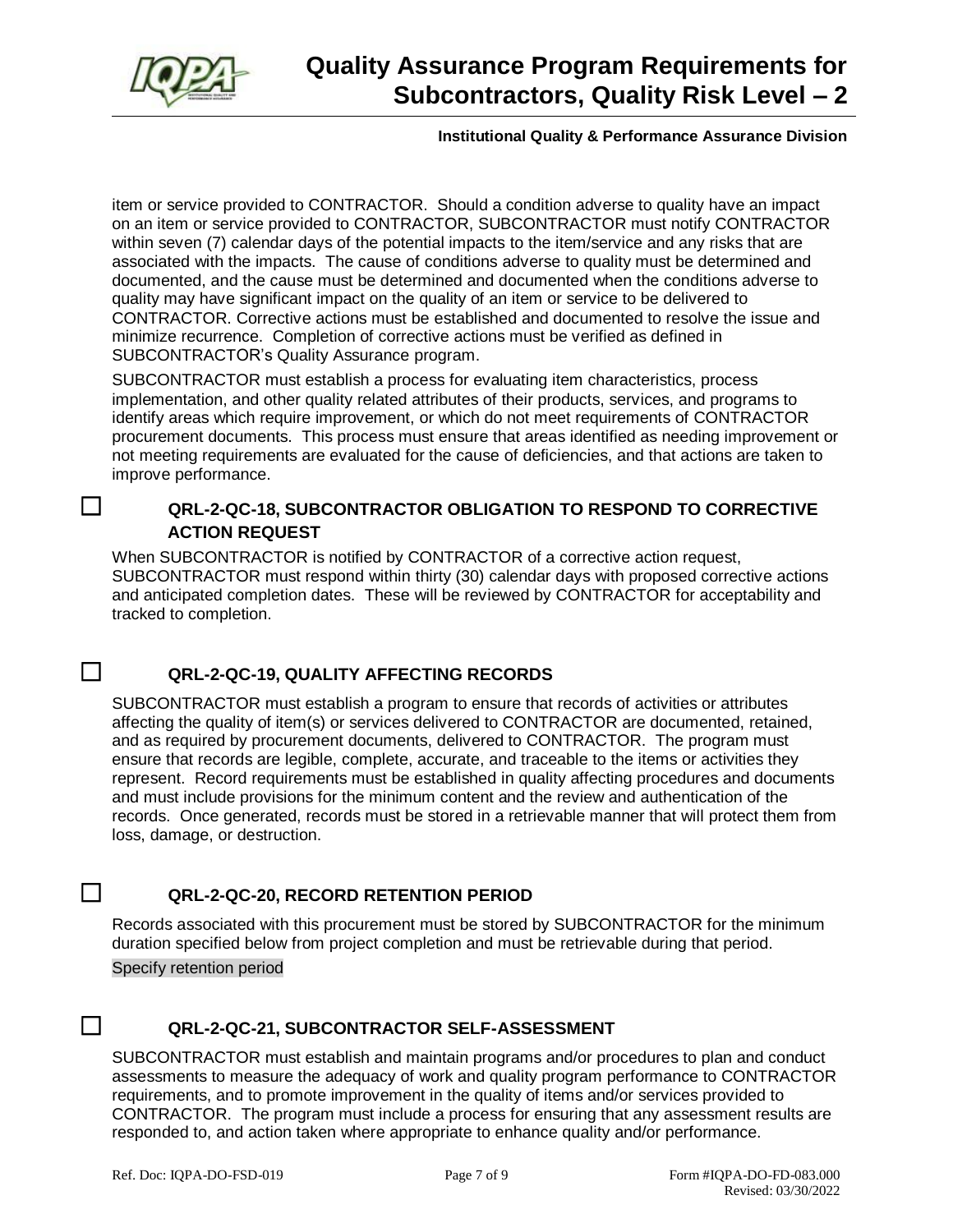item or service provided to CONTRACTOR. Should a condition adverse to quality have an impact on an item or service provided to CONTRACTOR, SUBCONTRACTOR must notify CONTRACTOR within seven (7) calendar days of the potential impacts to the item/service and any risks that are associated with the impacts. The cause of conditions adverse to quality must be determined and documented, and the cause must be determined and documented when the conditions adverse to quality may have significant impact on the quality of an item or service to be delivered to CONTRACTOR. Corrective actions must be established and documented to resolve the issue and minimize recurrence. Completion of corrective actions must be verified as defined in SUBCONTRACTOR's Quality Assurance program.

SUBCONTRACTOR must establish a process for evaluating item characteristics, process implementation, and other quality related attributes of their products, services, and programs to identify areas which require improvement, or which do not meet requirements of CONTRACTOR procurement documents. This process must ensure that areas identified as needing improvement or not meeting requirements are evaluated for the cause of deficiencies, and that actions are taken to improve performance.

☐ **QRL-2-QC-18, SUBCONTRACTOR OBLIGATION TO RESPOND TO CORRECTIVE ACTION REQUEST**

When SUBCONTRACTOR is notified by CONTRACTOR of a corrective action request, SUBCONTRACTOR must respond within thirty (30) calendar days with proposed corrective actions and anticipated completion dates. These will be reviewed by CONTRACTOR for acceptability and tracked to completion.

☐ **QRL-2-QC-19, QUALITY AFFECTING RECORDS**

SUBCONTRACTOR must establish a program to ensure that records of activities or attributes affecting the quality of item(s) or services delivered to CONTRACTOR are documented, retained, and as required by procurement documents, delivered to CONTRACTOR. The program must ensure that records are legible, complete, accurate, and traceable to the items or activities they represent. Record requirements must be established in quality affecting procedures and documents and must include provisions for the minimum content and the review and authentication of the records. Once generated, records must be stored in a retrievable manner that will protect them from loss, damage, or destruction.

☐ **QRL-2-QC-20, RECORD RETENTION PERIOD**

Records associated with this procurement must be stored by SUBCONTRACTOR for the minimum duration specified below from project completion and must be retrievable during that period.

Specify retention period

☐ **QRL-2-QC-21, SUBCONTRACTOR SELF-ASSESSMENT**

SUBCONTRACTOR must establish and maintain programs and/or procedures to plan and conduct assessments to measure the adequacy of work and quality program performance to CONTRACTOR requirements, and to promote improvement in the quality of items and/or services provided to CONTRACTOR. The program must include a process for ensuring that any assessment results are responded to, and action taken where appropriate to enhance quality and/or performance.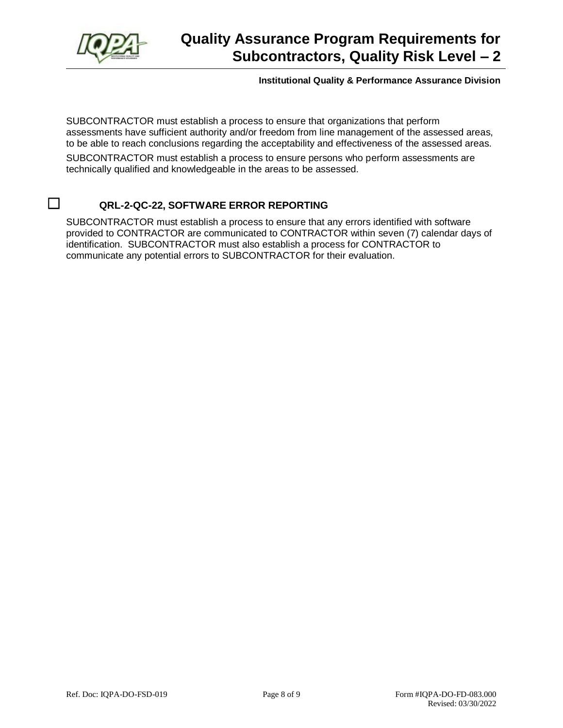SUBCONTRACTOR must establish a process to ensure that organizations that perform assessments have sufficient authority and/or freedom from line management of the assessed areas, to be able to reach conclusions regarding the acceptability and effectiveness of the assessed areas.

SUBCONTRACTOR must establish a process to ensure persons who perform assessments are technically qualified and knowledgeable in the areas to be assessed.

### ☐ QRL-2-QC-22, SOFTWARE ERROR REPORTING

SUBCONTRACTOR must establish a process to ensure that any errors identified with software provided to CONTRACTOR are communicated to CONTRACTOR within seven (7) calendar days of identification. SUBCONTRACTOR must also establish a process for CONTRACTOR to communicate any potential errors to SUBCONTRACTOR for their evaluation.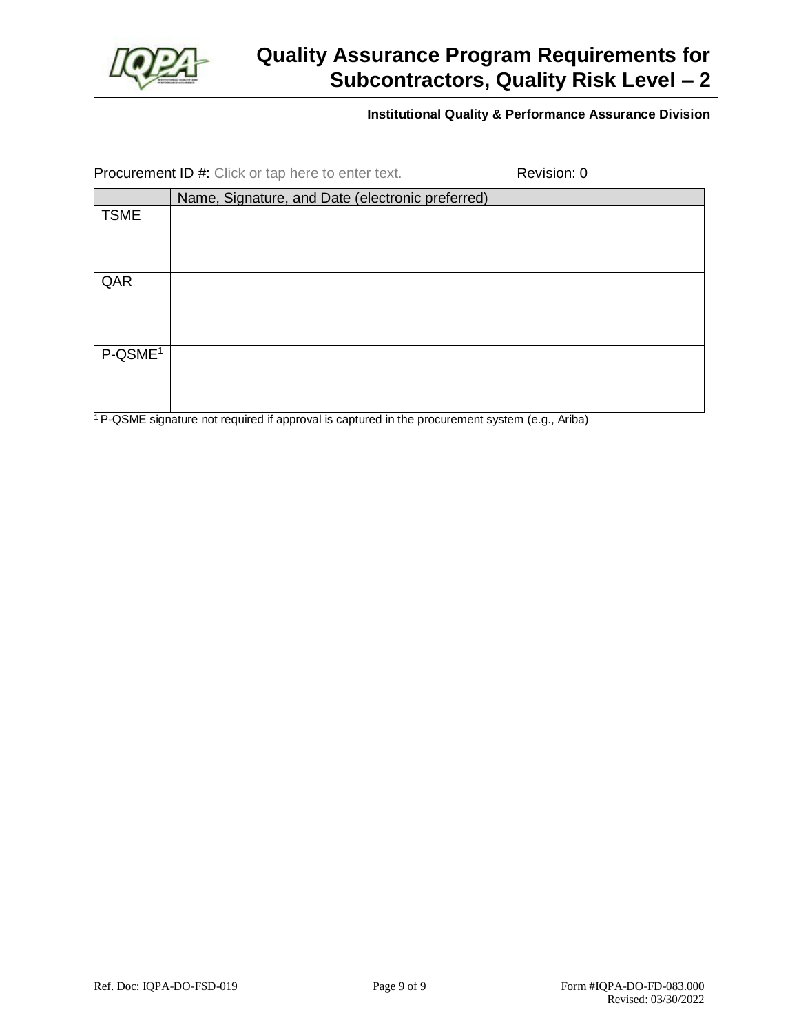Procurement ID #: Click or tap here to enter text. Revision: 0

| | Name, Signature, and Date (electronic preferred) |
|---|---|
| TSME | |
| QAR | |
| P-QSME[1] | |

[1] P-QSME signature not required if approval is captured in the procurement system (e.g., Ariba)